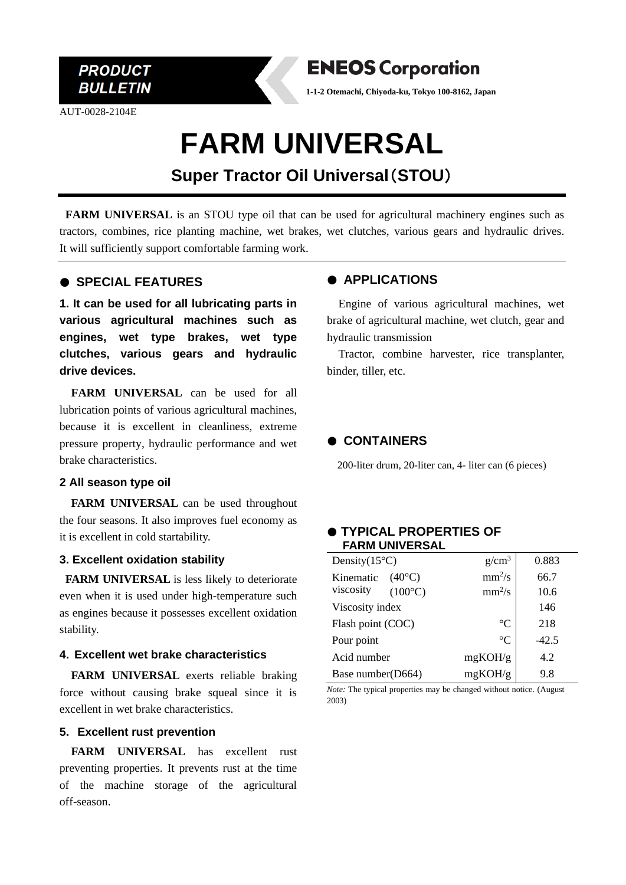**PRODUCT BULLETIN**

**ENEOS Corporation**

**1-1-2 Otemachi, Chiyoda-ku, Tokyo 100-8162, Japan**

AUT-0028-2104E

# FARM UNIVERSAL

## Super Tractor Oil Universal（STOU）

**FARM UNIVERSAL** is an STOU type oil that can be used for agricultural machinery engines such as tractors, combines, rice planting machine, wet brakes, wet clutches, various gears and hydraulic drives. It will sufficiently support comfortable farming work.

## ● SPECIAL FEATURES

### 1. It can be used for all lubricating parts in various agricultural machines such as engines, wet type brakes, wet type clutches, various gears and hydraulic drive devices.

**FARM UNIVERSAL** can be used for all lubrication points of various agricultural machines, because it is excellent in cleanliness, extreme pressure property, hydraulic performance and wet brake characteristics.

### 2 All season type oil

**FARM UNIVERSAL** can be used throughout the four seasons. It also improves fuel economy as it is excellent in cold startability.

### 3. Excellent oxidation stability

**FARM UNIVERSAL** is less likely to deteriorate even when it is used under high-temperature such as engines because it possesses excellent oxidation stability.

### 4. Excellent wet brake characteristics

**FARM UNIVERSAL** exerts reliable braking force without causing brake squeal since it is excellent in wet brake characteristics.

### 5. Excellent rust prevention

**FARM UNIVERSAL** has excellent rust preventing properties. It prevents rust at the time of the machine storage of the agricultural off-season.

## ● APPLICATIONS

Engine of various agricultural machines, wet brake of agricultural machine, wet clutch, gear and hydraulic transmission

Tractor, combine harvester, rice transplanter, binder, tiller, etc.

## ● CONTAINERS

200-liter drum, 20-liter can, 4- liter can (6 pieces)

## ● TYPICAL PROPERTIES OF FARM UNIVERSAL

| Property | Unit | Value |
|---|---|---|
| Density(15°C) | $g/cm^3$ | 0.883 |
| Kinematic viscosity (40°C) | $mm^2/s$ | 66.7 |
| Kinematic viscosity (100°C) | $mm^2/s$ | 10.6 |
| Viscosity index | | 146 |
| Flash point (COC) | °C | 218 |
| Pour point | °C | -42.5 |
| Acid number | mgKOH/g | 4.2 |
| Base number(D664) | mgKOH/g | 9.8 |

*Note:* The typical properties may be changed without notice. (August 2003)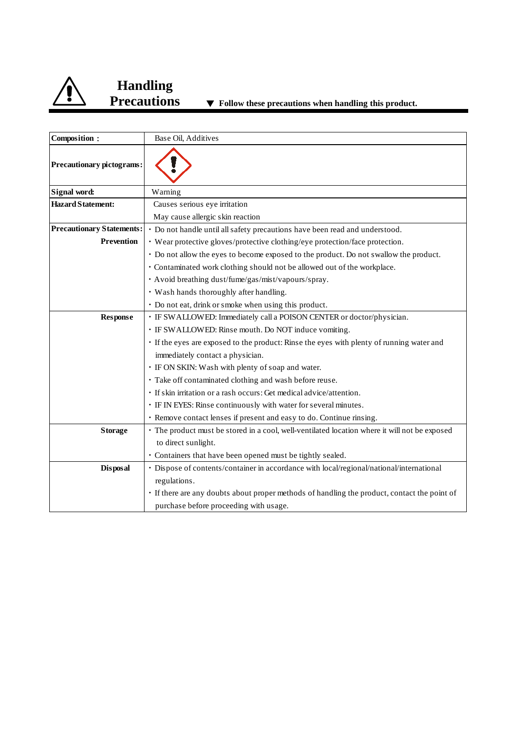# Handling Precautions

▼ **Follow these precautions when handling this product.**

| | |
|---|---|
| **Composition：** | Base Oil, Additives |
| **Precautionary pictograms:** | |
| **Signal word:** | Warning |
| **Hazard Statement:** | Causes serious eye irritation<br>May cause allergic skin reaction |
| **Precautionary Statements:**<br>**Prevention** | ・Do not handle until all safety precautions have been read and understood.<br>・Wear protective gloves/protective clothing/eye protection/face protection.<br>・Do not allow the eyes to become exposed to the product. Do not swallow the product.<br>・Contaminated work clothing should not be allowed out of the workplace.<br>・Avoid breathing dust/fume/gas/mist/vapours/spray.<br>・Wash hands thoroughly after handling.<br>・Do not eat, drink or smoke when using this product. |
| **Response** | ・IF SWALLOWED: Immediately call a POISON CENTER or doctor/physician.<br>・IF SWALLOWED: Rinse mouth. Do NOT induce vomiting.<br>・If the eyes are exposed to the product: Rinse the eyes with plenty of running water and immediately contact a physician.<br>・IF ON SKIN: Wash with plenty of soap and water.<br>・Take off contaminated clothing and wash before reuse.<br>・If skin irritation or a rash occurs: Get medical advice/attention.<br>・IF IN EYES: Rinse continuously with water for several minutes.<br>・Remove contact lenses if present and easy to do. Continue rinsing. |
| **Storage** | ・The product must be stored in a cool, well-ventilated location where it will not be exposed to direct sunlight.<br>・Containers that have been opened must be tightly sealed. |
| **Disposal** | ・Dispose of contents/container in accordance with local/regional/national/international regulations.<br>・If there are any doubts about proper methods of handling the product, contact the point of purchase before proceeding with usage. |